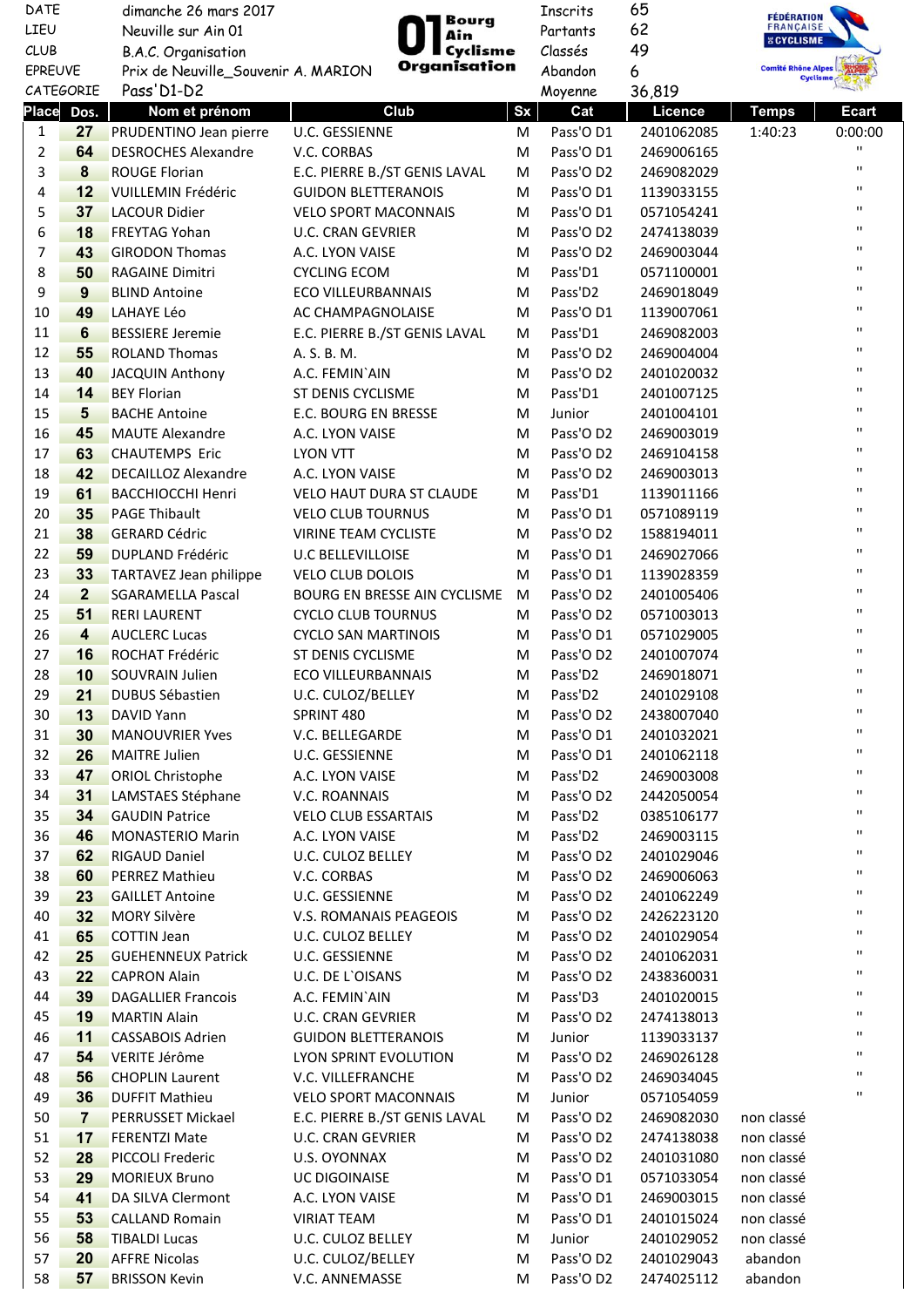| DATE | dimanche 26 mars 2017 | Inscrits | 65 |
|---|---|---|---|
| LIEU | Neuville sur Ain 01 | Partants | 62 |
| CLUB | B.A.C. Organisation | Classés | 49 |
| EPREUVE | Prix de Neuville_Souvenir A. MARION | Abandon | 6 |
| CATEGORIE | Pass'D1-D2 | Moyenne | 36,819 |

01 Bourg Ain Cyclisme Organisation

FÉDÉRATION FRANÇAISE DE CYCLISME — Comité Rhône Alpes Cyclisme

| Place | Dos. | Nom et prénom | Club | Sx | Cat | Licence | Temps | Ecart |
|---|---|---|---|---|---|---|---|---|
| 1 | 27 | PRUDENTINO Jean pierre | U.C. GESSIENNE | M | Pass'O D1 | 2401062085 | 1:40:23 | 0:00:00 |
| 2 | 64 | DESROCHES Alexandre | V.C. CORBAS | M | Pass'O D1 | 2469006165 | | " |
| 3 | 8 | ROUGE Florian | E.C. PIERRE B./ST GENIS LAVAL | M | Pass'O D2 | 2469082029 | | " |
| 4 | 12 | VUILLEMIN Frédéric | GUIDON BLETTERANOIS | M | Pass'O D1 | 1139033155 | | " |
| 5 | 37 | LACOUR Didier | VELO SPORT MACONNAIS | M | Pass'O D1 | 0571054241 | | " |
| 6 | 18 | FREYTAG Yohan | U.C. CRAN GEVRIER | M | Pass'O D2 | 2474138039 | | " |
| 7 | 43 | GIRODON Thomas | A.C. LYON VAISE | M | Pass'O D2 | 2469003044 | | " |
| 8 | 50 | RAGAINE Dimitri | CYCLING ECOM | M | Pass'D1 | 0571100001 | | " |
| 9 | 9 | BLIND Antoine | ECO VILLEURBANNAIS | M | Pass'D2 | 2469018049 | | " |
| 10 | 49 | LAHAYE Léo | AC CHAMPAGNOLAISE | M | Pass'O D1 | 1139007061 | | " |
| 11 | 6 | BESSIERE Jeremie | E.C. PIERRE B./ST GENIS LAVAL | M | Pass'D1 | 2469082003 | | " |
| 12 | 55 | ROLAND Thomas | A. S. B. M. | M | Pass'O D2 | 2469004004 | | " |
| 13 | 40 | JACQUIN Anthony | A.C. FEMIN`AIN | M | Pass'O D2 | 2401020032 | | " |
| 14 | 14 | BEY Florian | ST DENIS CYCLISME | M | Pass'D1 | 2401007125 | | " |
| 15 | 5 | BACHE Antoine | E.C. BOURG EN BRESSE | M | Junior | 2401004101 | | " |
| 16 | 45 | MAUTE Alexandre | A.C. LYON VAISE | M | Pass'O D2 | 2469003019 | | " |
| 17 | 63 | CHAUTEMPS Eric | LYON VTT | M | Pass'O D2 | 2469104158 | | " |
| 18 | 42 | DECAILLOZ Alexandre | A.C. LYON VAISE | M | Pass'O D2 | 2469003013 | | " |
| 19 | 61 | BACCHIOCCHI Henri | VELO HAUT DURA ST CLAUDE | M | Pass'D1 | 1139011166 | | " |
| 20 | 35 | PAGE Thibault | VELO CLUB TOURNUS | M | Pass'O D1 | 0571089119 | | " |
| 21 | 38 | GERARD Cédric | VIRINE TEAM CYCLISTE | M | Pass'O D2 | 1588194011 | | " |
| 22 | 59 | DUPLAND Frédéric | U.C BELLEVILLOISE | M | Pass'O D1 | 2469027066 | | " |
| 23 | 33 | TARTAVEZ Jean philippe | VELO CLUB DOLOIS | M | Pass'O D1 | 1139028359 | | " |
| 24 | 2 | SGARAMELLA Pascal | BOURG EN BRESSE AIN CYCLISME | M | Pass'O D2 | 2401005406 | | " |
| 25 | 51 | RERI LAURENT | CYCLO CLUB TOURNUS | M | Pass'O D2 | 0571003013 | | " |
| 26 | 4 | AUCLERC Lucas | CYCLO SAN MARTINOIS | M | Pass'O D1 | 0571029005 | | " |
| 27 | 16 | ROCHAT Frédéric | ST DENIS CYCLISME | M | Pass'O D2 | 2401007074 | | " |
| 28 | 10 | SOUVRAIN Julien | ECO VILLEURBANNAIS | M | Pass'D2 | 2469018071 | | " |
| 29 | 21 | DUBUS Sébastien | U.C. CULOZ/BELLEY | M | Pass'D2 | 2401029108 | | " |
| 30 | 13 | DAVID Yann | SPRINT 480 | M | Pass'O D2 | 2438007040 | | " |
| 31 | 30 | MANOUVRIER Yves | V.C. BELLEGARDE | M | Pass'O D1 | 2401032021 | | " |
| 32 | 26 | MAITRE Julien | U.C. GESSIENNE | M | Pass'O D1 | 2401062118 | | " |
| 33 | 47 | ORIOL Christophe | A.C. LYON VAISE | M | Pass'D2 | 2469003008 | | " |
| 34 | 31 | LAMSTAES Stéphane | V.C. ROANNAIS | M | Pass'O D2 | 2442050054 | | " |
| 35 | 34 | GAUDIN Patrice | VELO CLUB ESSARTAIS | M | Pass'D2 | 0385106177 | | " |
| 36 | 46 | MONASTERIO Marin | A.C. LYON VAISE | M | Pass'D2 | 2469003115 | | " |
| 37 | 62 | RIGAUD Daniel | U.C. CULOZ BELLEY | M | Pass'O D2 | 2401029046 | | " |
| 38 | 60 | PERREZ Mathieu | V.C. CORBAS | M | Pass'O D2 | 2469006063 | | " |
| 39 | 23 | GAILLET Antoine | U.C. GESSIENNE | M | Pass'O D2 | 2401062249 | | " |
| 40 | 32 | MORY Silvère | V.S. ROMANAIS PEAGEOIS | M | Pass'O D2 | 2426223120 | | " |
| 41 | 65 | COTTIN Jean | U.C. CULOZ BELLEY | M | Pass'O D2 | 2401029054 | | " |
| 42 | 25 | GUEHENNEUX Patrick | U.C. GESSIENNE | M | Pass'O D2 | 2401062031 | | " |
| 43 | 22 | CAPRON Alain | U.C. DE L`OISANS | M | Pass'O D2 | 2438360031 | | " |
| 44 | 39 | DAGALLIER Francois | A.C. FEMIN`AIN | M | Pass'D3 | 2401020015 | | " |
| 45 | 19 | MARTIN Alain | U.C. CRAN GEVRIER | M | Pass'O D2 | 2474138013 | | " |
| 46 | 11 | CASSABOIS Adrien | GUIDON BLETTERANOIS | M | Junior | 1139033137 | | " |
| 47 | 54 | VERITE Jérôme | LYON SPRINT EVOLUTION | M | Pass'O D2 | 2469026128 | | " |
| 48 | 56 | CHOPLIN Laurent | V.C. VILLEFRANCHE | M | Pass'O D2 | 2469034045 | | " |
| 49 | 36 | DUFFIT Mathieu | VELO SPORT MACONNAIS | M | Junior | 0571054059 | | " |
| 50 | 7 | PERRUSSET Mickael | E.C. PIERRE B./ST GENIS LAVAL | M | Pass'O D2 | 2469082030 | non classé | |
| 51 | 17 | FERENTZI Mate | U.C. CRAN GEVRIER | M | Pass'O D2 | 2474138038 | non classé | |
| 52 | 28 | PICCOLI Frederic | U.S. OYONNAX | M | Pass'O D2 | 2401031080 | non classé | |
| 53 | 29 | MORIEUX Bruno | UC DIGOINAISE | M | Pass'O D1 | 0571033054 | non classé | |
| 54 | 41 | DA SILVA Clermont | A.C. LYON VAISE | M | Pass'O D1 | 2469003015 | non classé | |
| 55 | 53 | CALLAND Romain | VIRIAT TEAM | M | Pass'O D1 | 2401015024 | non classé | |
| 56 | 58 | TIBALDI Lucas | U.C. CULOZ BELLEY | M | Junior | 2401029052 | non classé | |
| 57 | 20 | AFFRE Nicolas | U.C. CULOZ/BELLEY | M | Pass'O D2 | 2401029043 | abandon | |
| 58 | 57 | BRISSON Kevin | V.C. ANNEMASSE | M | Pass'O D2 | 2474025112 | abandon | |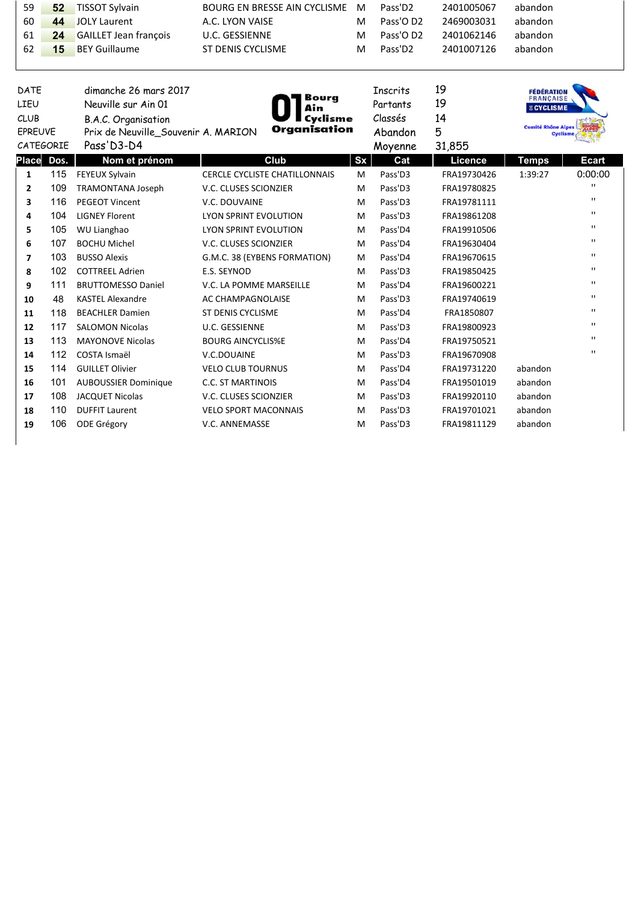| | | | | | | | | |
|---|---|---|---|---|---|---|---|---|
| 59 | 52 | TISSOT Sylvain | BOURG EN BRESSE AIN CYCLISME | M | Pass'D2 | 2401005067 | abandon | |
| 60 | 44 | JOLY Laurent | A.C. LYON VAISE | M | Pass'O D2 | 2469003031 | abandon | |
| 61 | 24 | GAILLET Jean françois | U.C. GESSIENNE | M | Pass'O D2 | 2401062146 | abandon | |
| 62 | 15 | BEY Guillaume | ST DENIS CYCLISME | M | Pass'D2 | 2401007126 | abandon | |

DATE: dimanche 26 mars 2017
LIEU: Neuville sur Ain 01
CLUB: B.A.C. Organisation
EPREUVE: Prix de Neuville_Souvenir A. MARION
CATEGORIE: Pass'D3-D4

Bourg Ain Cyclisme Organisation

Inscrits: 19
Partants: 19
Classés: 14
Abandon: 5
Moyenne: 31,855

FÉDÉRATION FRANÇAISE DE CYCLISME
Comité Rhône Alpes Cyclisme

| Place | Dos. | Nom et prénom | Club | Sx | Cat | Licence | Temps | Ecart |
|---|---|---|---|---|---|---|---|---|
| 1 | 115 | FEYEUX Sylvain | CERCLE CYCLISTE CHATILLONNAIS | M | Pass'D3 | FRA19730426 | 1:39:27 | 0:00:00 |
| 2 | 109 | TRAMONTANA Joseph | V.C. CLUSES SCIONZIER | M | Pass'D3 | FRA19780825 | | " |
| 3 | 116 | PEGEOT Vincent | V.C. DOUVAINE | M | Pass'D3 | FRA19781111 | | " |
| 4 | 104 | LIGNEY Florent | LYON SPRINT EVOLUTION | M | Pass'D3 | FRA19861208 | | " |
| 5 | 105 | WU Lianghao | LYON SPRINT EVOLUTION | M | Pass'D4 | FRA19910506 | | " |
| 6 | 107 | BOCHU Michel | V.C. CLUSES SCIONZIER | M | Pass'D4 | FRA19630404 | | " |
| 7 | 103 | BUSSO Alexis | G.M.C. 38 (EYBENS FORMATION) | M | Pass'D4 | FRA19670615 | | " |
| 8 | 102 | COTTREEL Adrien | E.S. SEYNOD | M | Pass'D3 | FRA19850425 | | " |
| 9 | 111 | BRUTTOMESSO Daniel | V.C. LA POMME MARSEILLE | M | Pass'D4 | FRA19600221 | | " |
| 10 | 48 | KASTEL Alexandre | AC CHAMPAGNOLAISE | M | Pass'D3 | FRA19740619 | | " |
| 11 | 118 | BEACHLER Damien | ST DENIS CYCLISME | M | Pass'D4 | FRA1850807 | | " |
| 12 | 117 | SALOMON Nicolas | U.C. GESSIENNE | M | Pass'D3 | FRA19800923 | | " |
| 13 | 113 | MAYONOVE Nicolas | BOURG AINCYCLIS%E | M | Pass'D4 | FRA19750521 | | " |
| 14 | 112 | COSTA Ismaël | V.C.DOUAINE | M | Pass'D3 | FRA19670908 | | " |
| 15 | 114 | GUILLET Olivier | VELO CLUB TOURNUS | M | Pass'D4 | FRA19731220 | abandon | |
| 16 | 101 | AUBOUSSIER Dominique | C.C. ST MARTINOIS | M | Pass'D4 | FRA19501019 | abandon | |
| 17 | 108 | JACQUET Nicolas | V.C. CLUSES SCIONZIER | M | Pass'D3 | FRA19920110 | abandon | |
| 18 | 110 | DUFFIT Laurent | VELO SPORT MACONNAIS | M | Pass'D3 | FRA19701021 | abandon | |
| 19 | 106 | ODE Grégory | V.C. ANNEMASSE | M | Pass'D3 | FRA19811129 | abandon | |